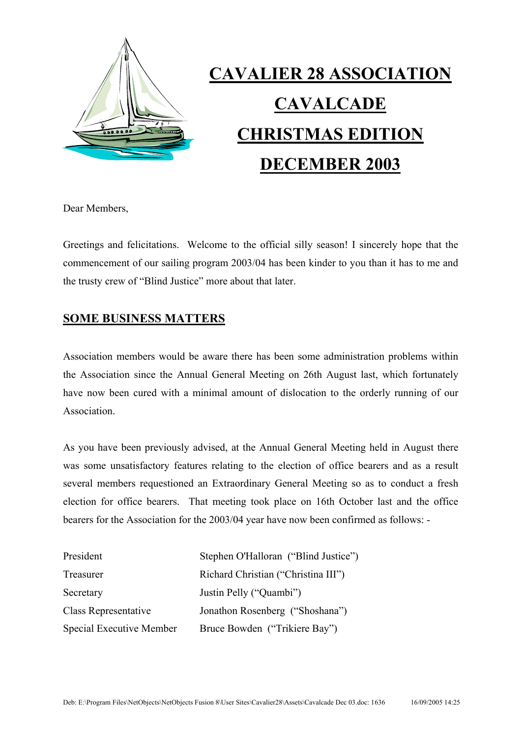# CAVALIER 28 ASSOCIATION

# CAVALCADE

# CHRISTMAS EDITION

# DECEMBER 2003

Dear Members,

Greetings and felicitations. Welcome to the official silly season! I sincerely hope that the commencement of our sailing program 2003/04 has been kinder to you than it has to me and the trusty crew of "Blind Justice" more about that later.

## SOME BUSINESS MATTERS

Association members would be aware there has been some administration problems within the Association since the Annual General Meeting on 26th August last, which fortunately have now been cured with a minimal amount of dislocation to the orderly running of our Association.

As you have been previously advised, at the Annual General Meeting held in August there was some unsatisfactory features relating to the election of office bearers and as a result several members requestioned an Extraordinary General Meeting so as to conduct a fresh election for office bearers. That meeting took place on 16th October last and the office bearers for the Association for the 2003/04 year have now been confirmed as follows: -

| | |
|---|---|
| President | Stephen O'Halloran ("Blind Justice") |
| Treasurer | Richard Christian ("Christina III") |
| Secretary | Justin Pelly ("Quambi") |
| Class Representative | Jonathon Rosenberg ("Shoshana") |
| Special Executive Member | Bruce Bowden ("Trikiere Bay") |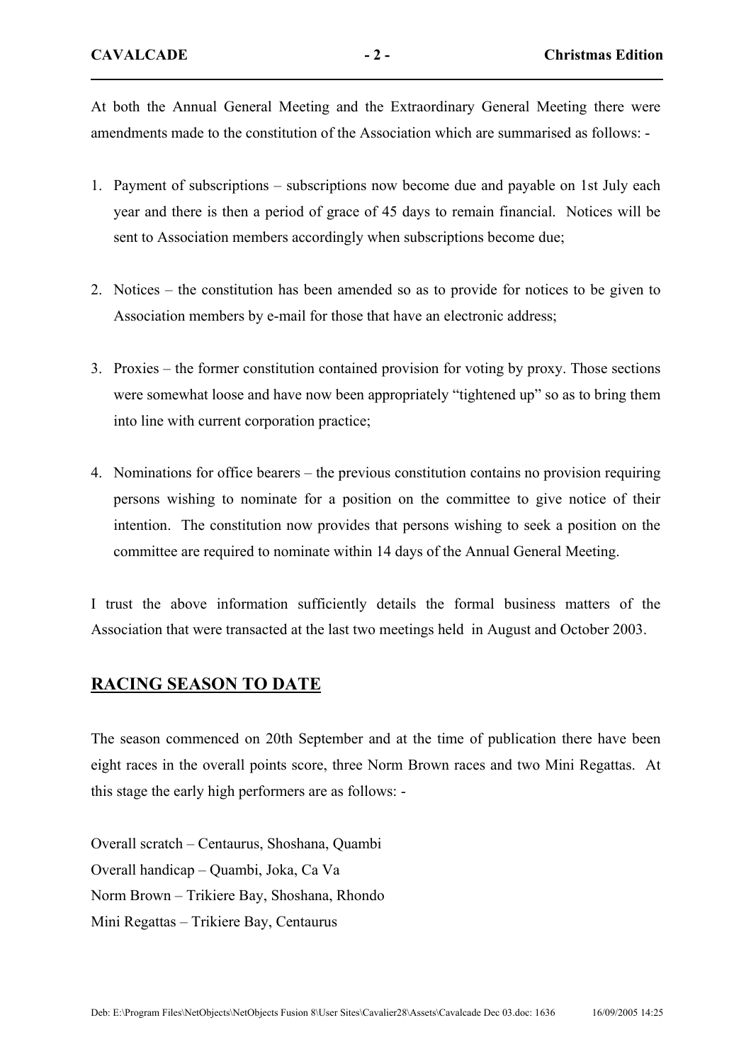At both the Annual General Meeting and the Extraordinary General Meeting there were amendments made to the constitution of the Association which are summarised as follows: -

1. Payment of subscriptions – subscriptions now become due and payable on 1st July each year and there is then a period of grace of 45 days to remain financial. Notices will be sent to Association members accordingly when subscriptions become due;

2. Notices – the constitution has been amended so as to provide for notices to be given to Association members by e-mail for those that have an electronic address;

3. Proxies – the former constitution contained provision for voting by proxy. Those sections were somewhat loose and have now been appropriately "tightened up" so as to bring them into line with current corporation practice;

4. Nominations for office bearers – the previous constitution contains no provision requiring persons wishing to nominate for a position on the committee to give notice of their intention. The constitution now provides that persons wishing to seek a position on the committee are required to nominate within 14 days of the Annual General Meeting.

I trust the above information sufficiently details the formal business matters of the Association that were transacted at the last two meetings held in August and October 2003.

## RACING SEASON TO DATE

The season commenced on 20th September and at the time of publication there have been eight races in the overall points score, three Norm Brown races and two Mini Regattas. At this stage the early high performers are as follows: -

Overall scratch – Centaurus, Shoshana, Quambi
Overall handicap – Quambi, Joka, Ca Va
Norm Brown – Trikiere Bay, Shoshana, Rhondo
Mini Regattas – Trikiere Bay, Centaurus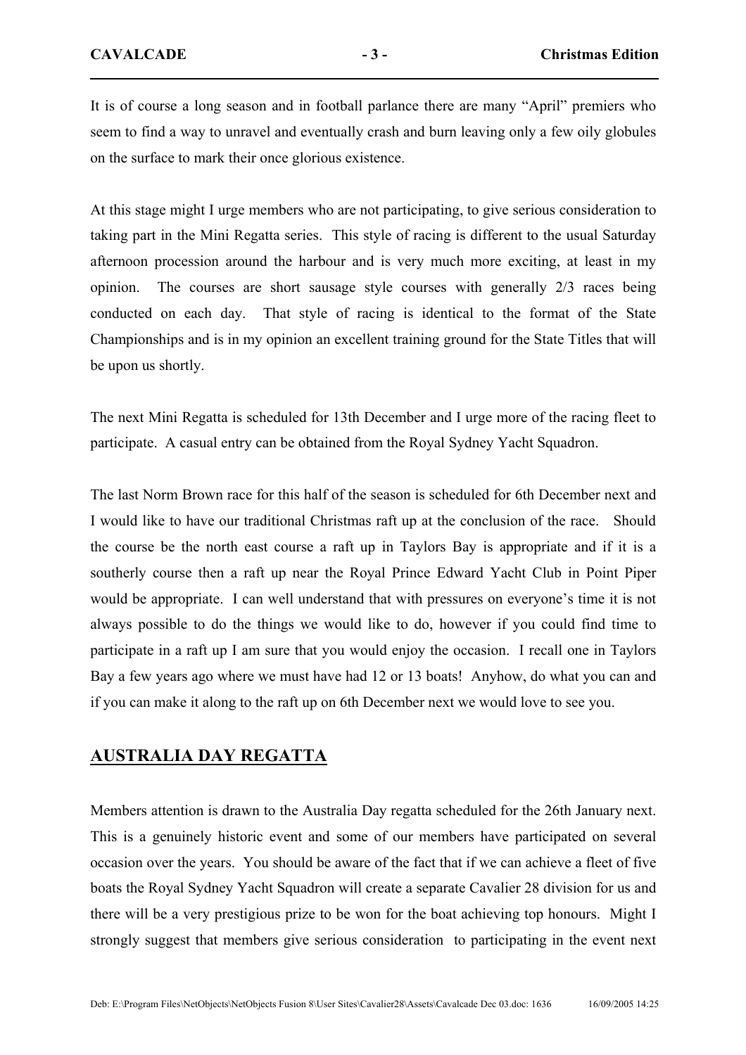It is of course a long season and in football parlance there are many "April" premiers who seem to find a way to unravel and eventually crash and burn leaving only a few oily globules on the surface to mark their once glorious existence.

At this stage might I urge members who are not participating, to give serious consideration to taking part in the Mini Regatta series. This style of racing is different to the usual Saturday afternoon procession around the harbour and is very much more exciting, at least in my opinion. The courses are short sausage style courses with generally 2/3 races being conducted on each day. That style of racing is identical to the format of the State Championships and is in my opinion an excellent training ground for the State Titles that will be upon us shortly.

The next Mini Regatta is scheduled for 13th December and I urge more of the racing fleet to participate. A casual entry can be obtained from the Royal Sydney Yacht Squadron.

The last Norm Brown race for this half of the season is scheduled for 6th December next and I would like to have our traditional Christmas raft up at the conclusion of the race. Should the course be the north east course a raft up in Taylors Bay is appropriate and if it is a southerly course then a raft up near the Royal Prince Edward Yacht Club in Point Piper would be appropriate. I can well understand that with pressures on everyone's time it is not always possible to do the things we would like to do, however if you could find time to participate in a raft up I am sure that you would enjoy the occasion. I recall one in Taylors Bay a few years ago where we must have had 12 or 13 boats! Anyhow, do what you can and if you can make it along to the raft up on 6th December next we would love to see you.

## AUSTRALIA DAY REGATTA

Members attention is drawn to the Australia Day regatta scheduled for the 26th January next. This is a genuinely historic event and some of our members have participated on several occasion over the years. You should be aware of the fact that if we can achieve a fleet of five boats the Royal Sydney Yacht Squadron will create a separate Cavalier 28 division for us and there will be a very prestigious prize to be won for the boat achieving top honours. Might I strongly suggest that members give serious consideration to participating in the event next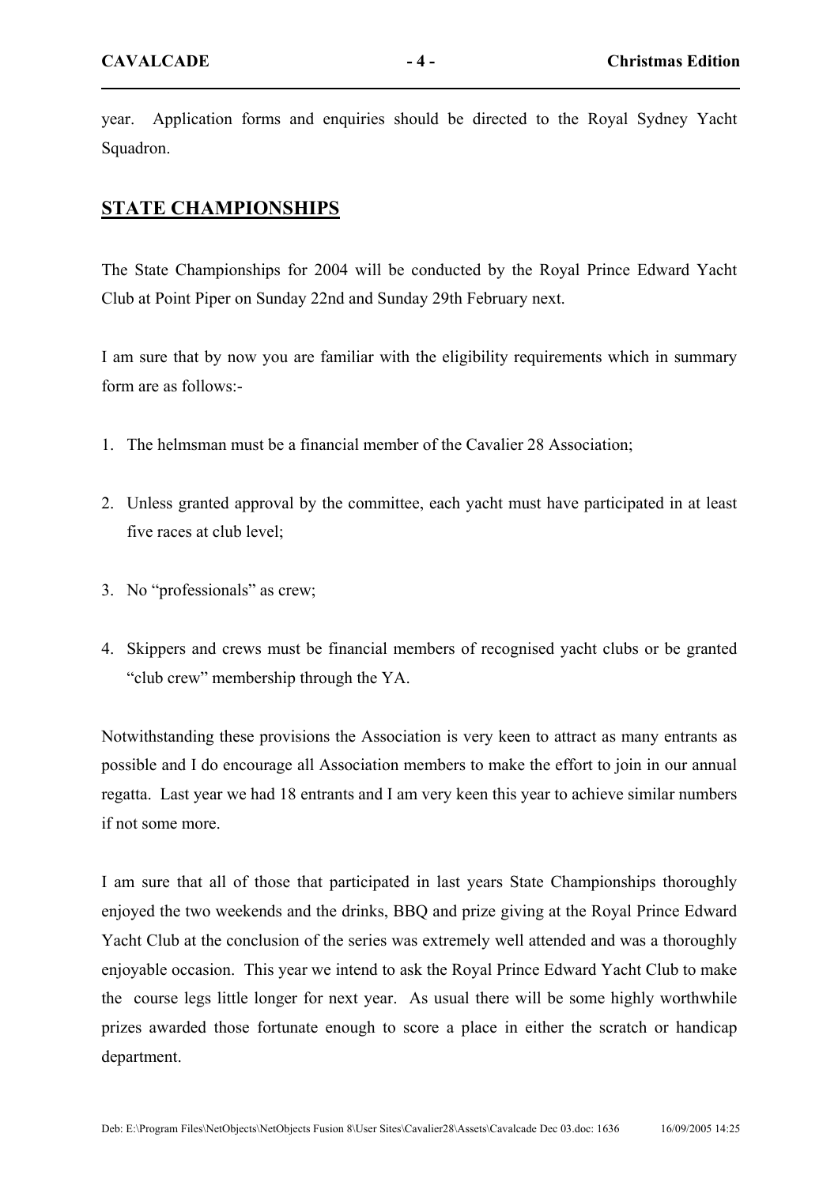year. Application forms and enquiries should be directed to the Royal Sydney Yacht Squadron.

## STATE CHAMPIONSHIPS

The State Championships for 2004 will be conducted by the Royal Prince Edward Yacht Club at Point Piper on Sunday 22nd and Sunday 29th February next.

I am sure that by now you are familiar with the eligibility requirements which in summary form are as follows:-

1. The helmsman must be a financial member of the Cavalier 28 Association;
2. Unless granted approval by the committee, each yacht must have participated in at least five races at club level;
3. No "professionals" as crew;
4. Skippers and crews must be financial members of recognised yacht clubs or be granted "club crew" membership through the YA.

Notwithstanding these provisions the Association is very keen to attract as many entrants as possible and I do encourage all Association members to make the effort to join in our annual regatta. Last year we had 18 entrants and I am very keen this year to achieve similar numbers if not some more.

I am sure that all of those that participated in last years State Championships thoroughly enjoyed the two weekends and the drinks, BBQ and prize giving at the Royal Prince Edward Yacht Club at the conclusion of the series was extremely well attended and was a thoroughly enjoyable occasion. This year we intend to ask the Royal Prince Edward Yacht Club to make the course legs little longer for next year. As usual there will be some highly worthwhile prizes awarded those fortunate enough to score a place in either the scratch or handicap department.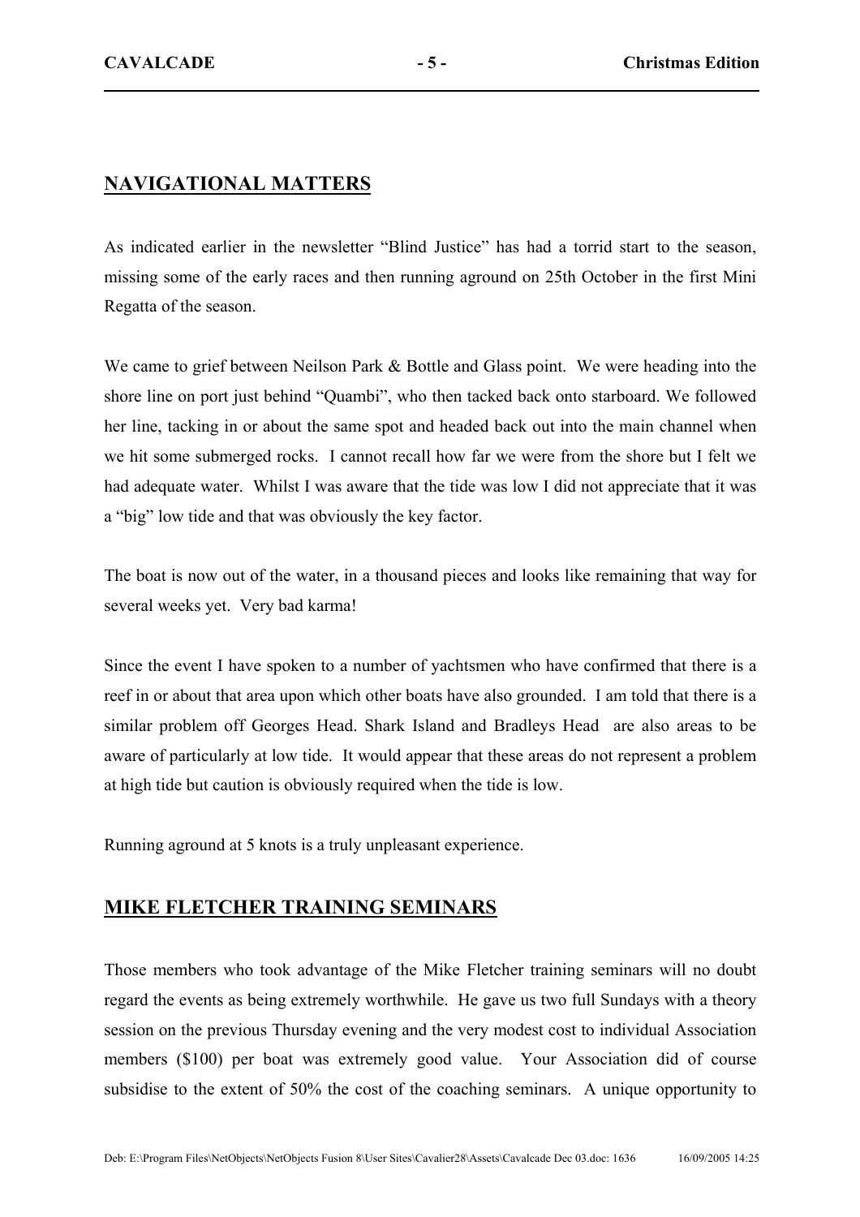## NAVIGATIONAL MATTERS

As indicated earlier in the newsletter "Blind Justice" has had a torrid start to the season, missing some of the early races and then running aground on 25th October in the first Mini Regatta of the season.

We came to grief between Neilson Park & Bottle and Glass point. We were heading into the shore line on port just behind "Quambi", who then tacked back onto starboard. We followed her line, tacking in or about the same spot and headed back out into the main channel when we hit some submerged rocks. I cannot recall how far we were from the shore but I felt we had adequate water. Whilst I was aware that the tide was low I did not appreciate that it was a "big" low tide and that was obviously the key factor.

The boat is now out of the water, in a thousand pieces and looks like remaining that way for several weeks yet. Very bad karma!

Since the event I have spoken to a number of yachtsmen who have confirmed that there is a reef in or about that area upon which other boats have also grounded. I am told that there is a similar problem off Georges Head. Shark Island and Bradleys Head are also areas to be aware of particularly at low tide. It would appear that these areas do not represent a problem at high tide but caution is obviously required when the tide is low.

Running aground at 5 knots is a truly unpleasant experience.

## MIKE FLETCHER TRAINING SEMINARS

Those members who took advantage of the Mike Fletcher training seminars will no doubt regard the events as being extremely worthwhile. He gave us two full Sundays with a theory session on the previous Thursday evening and the very modest cost to individual Association members ($100) per boat was extremely good value. Your Association did of course subsidise to the extent of 50% the cost of the coaching seminars. A unique opportunity to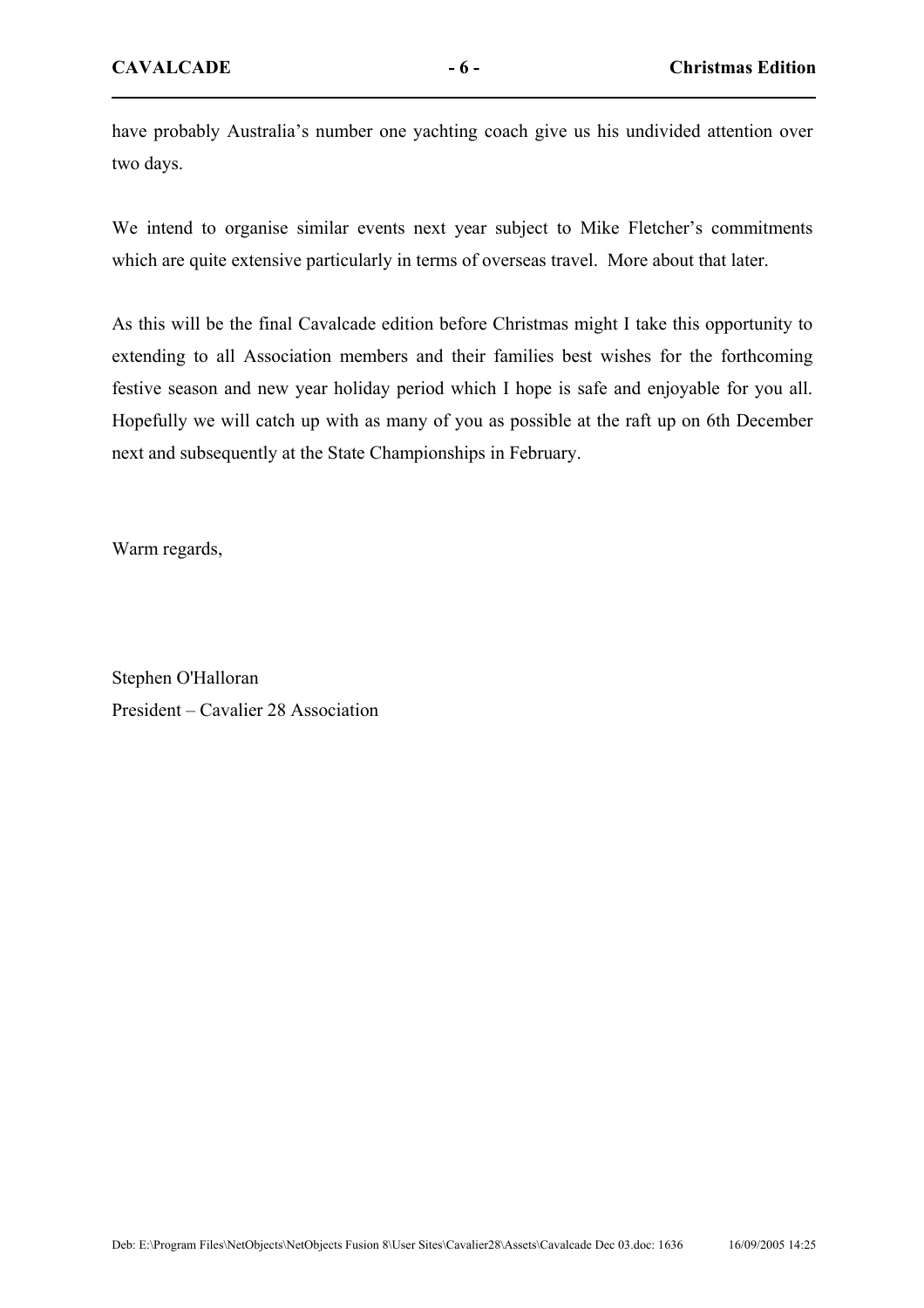have probably Australia's number one yachting coach give us his undivided attention over two days.

We intend to organise similar events next year subject to Mike Fletcher's commitments which are quite extensive particularly in terms of overseas travel. More about that later.

As this will be the final Cavalcade edition before Christmas might I take this opportunity to extending to all Association members and their families best wishes for the forthcoming festive season and new year holiday period which I hope is safe and enjoyable for you all. Hopefully we will catch up with as many of you as possible at the raft up on 6th December next and subsequently at the State Championships in February.

Warm regards,

Stephen O'Halloran
President – Cavalier 28 Association